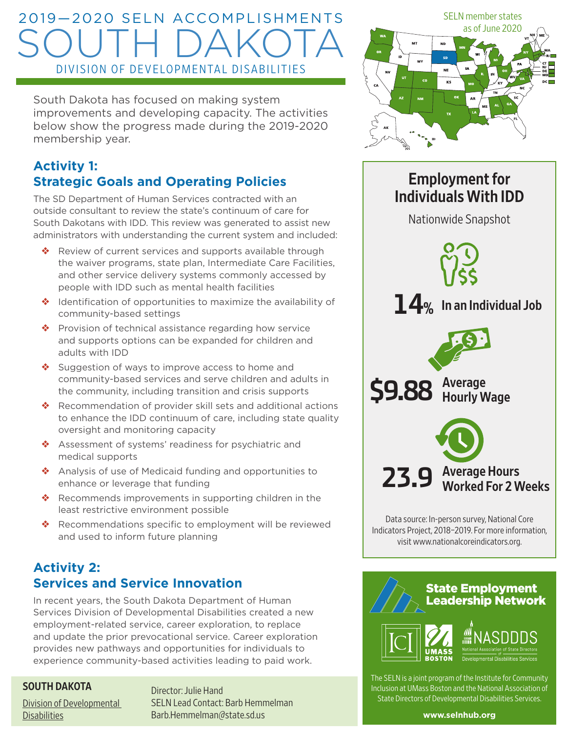# 2019—2020 SELN ACCOMPLISHMENTS

# SOUTH DAKOTA

## DIVISION OF DEVELOPMENTAL DISABILITIES

South Dakota has focused on making system improvements and developing capacity. The activities below show the progress made during the 2019-2020 membership year.

### Activity 1: Strategic Goals and Operating Policies

The SD Department of Human Services contracted with an outside consultant to review the state's continuum of care for South Dakotans with IDD. This review was generated to assist new administrators with understanding the current system and included:

- Review of current services and supports available through the waiver programs, state plan, Intermediate Care Facilities, and other service delivery systems commonly accessed by people with IDD such as mental health facilities
- Identification of opportunities to maximize the availability of community-based settings
- Provision of technical assistance regarding how service and supports options can be expanded for children and adults with IDD
- Suggestion of ways to improve access to home and community-based services and serve children and adults in the community, including transition and crisis supports
- Recommendation of provider skill sets and additional actions to enhance the IDD continuum of care, including state quality oversight and monitoring capacity
- Assessment of systems' readiness for psychiatric and medical supports
- Analysis of use of Medicaid funding and opportunities to enhance or leverage that funding
- Recommends improvements in supporting children in the least restrictive environment possible
- Recommendations specific to employment will be reviewed and used to inform future planning

### Activity 2: Services and Service Innovation

In recent years, the South Dakota Department of Human Services Division of Developmental Disabilities created a new employment-related service, career exploration, to replace and update the prior prevocational service. Career exploration provides new pathways and opportunities for individuals to experience community-based activities leading to paid work.

**SOUTH DAKOTA**

Division of Developmental Disabilities

Director: Julie Hand
SELN Lead Contact: Barb Hemmelman
Barb.Hemmelman@state.sd.us

SELN member states as of June 2020

## Employment for Individuals With IDD

Nationwide Snapshot

**14%** In an Individual Job

**$9.88** Average Hourly Wage

**23.9** Average Hours Worked For 2 Weeks

Data source: In-person survey, National Core Indicators Project, 2018–2019. For more information, visit www.nationalcoreindicators.org.

**State Employment Leadership Network**

ICI UMASS BOSTON NASDDDS National Association of State Directors of Developmental Disabilities Services

The SELN is a joint program of the Institute for Community Inclusion at UMass Boston and the National Association of State Directors of Developmental Disabilities Services.

**www.selnhub.org**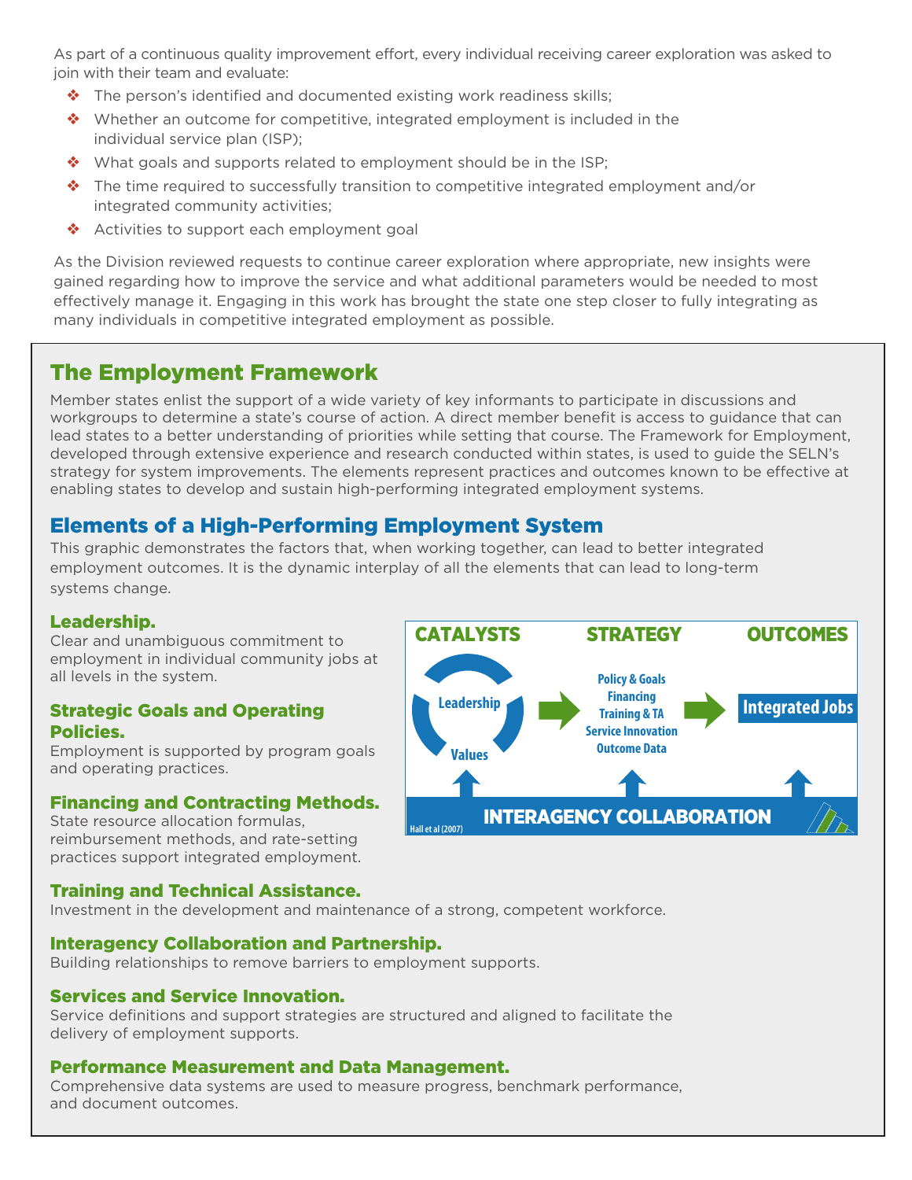As part of a continuous quality improvement effort, every individual receiving career exploration was asked to join with their team and evaluate:

- The person's identified and documented existing work readiness skills;
- Whether an outcome for competitive, integrated employment is included in the individual service plan (ISP);
- What goals and supports related to employment should be in the ISP;
- The time required to successfully transition to competitive integrated employment and/or integrated community activities;
- Activities to support each employment goal

As the Division reviewed requests to continue career exploration where appropriate, new insights were gained regarding how to improve the service and what additional parameters would be needed to most effectively manage it. Engaging in this work has brought the state one step closer to fully integrating as many individuals in competitive integrated employment as possible.

## The Employment Framework

Member states enlist the support of a wide variety of key informants to participate in discussions and workgroups to determine a state's course of action. A direct member benefit is access to guidance that can lead states to a better understanding of priorities while setting that course. The Framework for Employment, developed through extensive experience and research conducted within states, is used to guide the SELN's strategy for system improvements. The elements represent practices and outcomes known to be effective at enabling states to develop and sustain high-performing integrated employment systems.

## Elements of a High-Performing Employment System

This graphic demonstrates the factors that, when working together, can lead to better integrated employment outcomes. It is the dynamic interplay of all the elements that can lead to long-term systems change.

CATALYSTS
Leadership
Values

STRATEGY
Policy & Goals
Financing
Training & TA
Service Innovation
Outcome Data

OUTCOMES
Integrated Jobs

INTERAGENCY COLLABORATION

Hall et al (2007)

### Leadership.

Clear and unambiguous commitment to employment in individual community jobs at all levels in the system.

### Strategic Goals and Operating Policies.

Employment is supported by program goals and operating practices.

### Financing and Contracting Methods.

State resource allocation formulas, reimbursement methods, and rate-setting practices support integrated employment.

### Training and Technical Assistance.

Investment in the development and maintenance of a strong, competent workforce.

### Interagency Collaboration and Partnership.

Building relationships to remove barriers to employment supports.

### Services and Service Innovation.

Service definitions and support strategies are structured and aligned to facilitate the delivery of employment supports.

### Performance Measurement and Data Management.

Comprehensive data systems are used to measure progress, benchmark performance, and document outcomes.